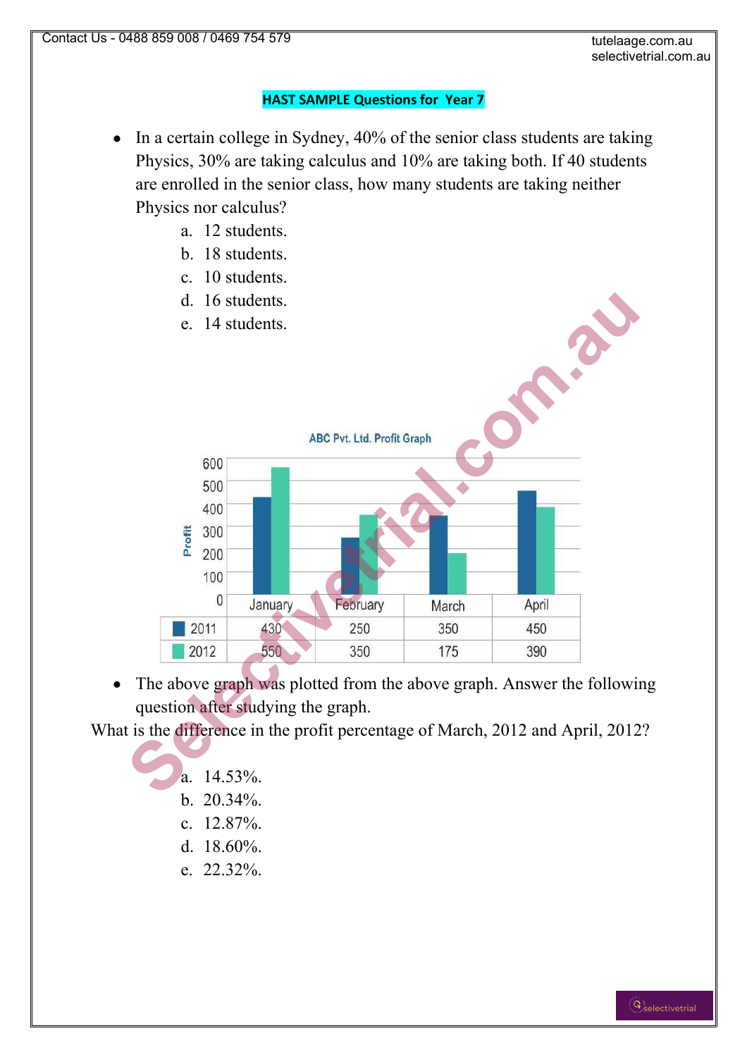**HAST SAMPLE Questions for Year 7**

- In a certain college in Sydney, 40% of the senior class students are taking Physics, 30% are taking calculus and 10% are taking both. If 40 students are enrolled in the senior class, how many students are taking neither Physics nor calculus?
    a. 12 students.
    b. 18 students.
    c. 10 students.
    d. 16 students.
    e. 14 students.

ABC Pvt. Ltd. Profit Graph

| | January | February | March | April |
|---|---|---|---|---|
| 2011 | 430 | 250 | 350 | 450 |
| 2012 | 550 | 350 | 175 | 390 |

- The above graph was plotted from the above graph. Answer the following question after studying the graph.

What is the difference in the profit percentage of March, 2012 and April, 2012?

a. 14.53%.
b. 20.34%.
c. 12.87%.
d. 18.60%.
e. 22.32%.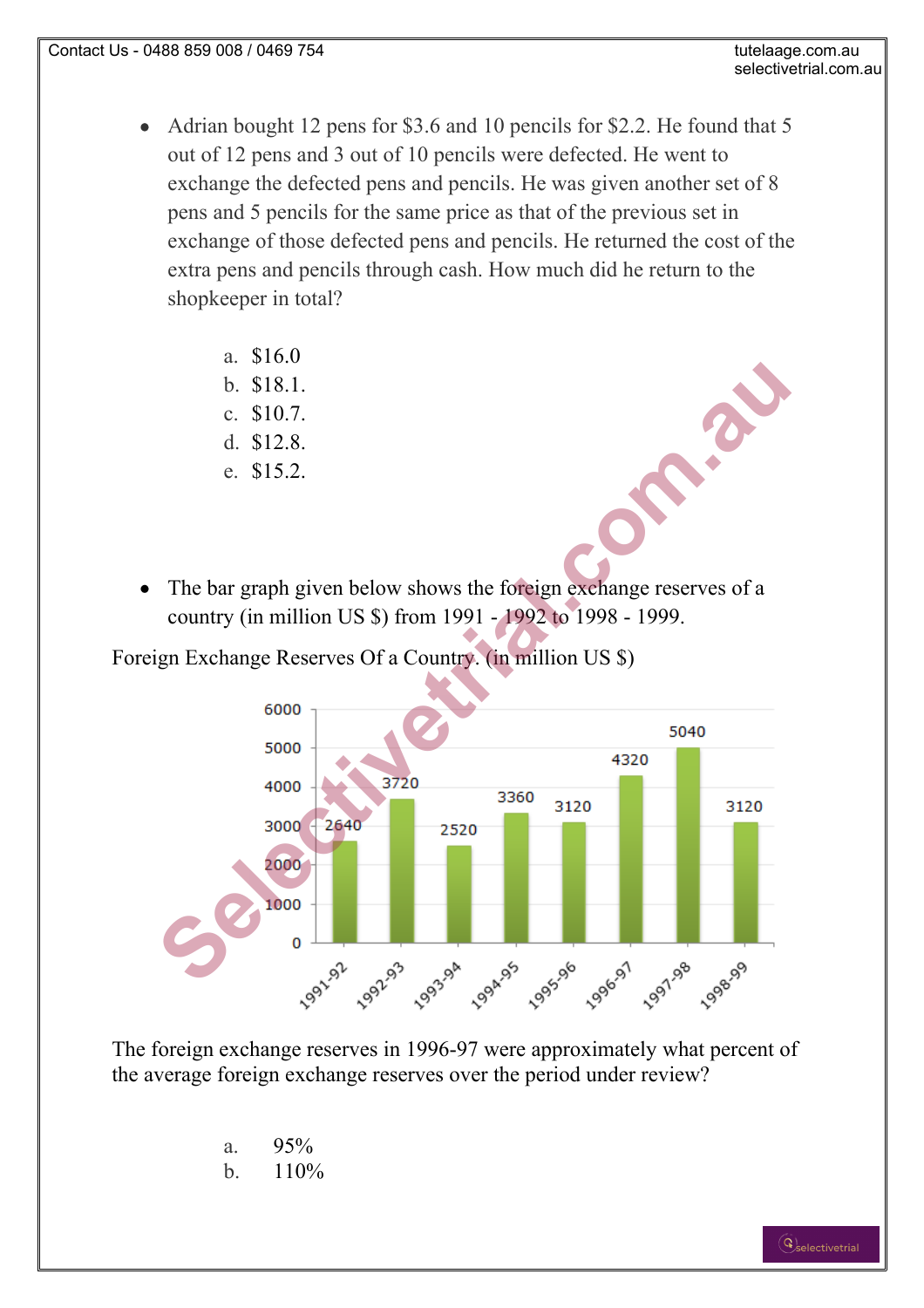- Adrian bought 12 pens for $3.6 and 10 pencils for $2.2. He found that 5 out of 12 pens and 3 out of 10 pencils were defected. He went to exchange the defected pens and pencils. He was given another set of 8 pens and 5 pencils for the same price as that of the previous set in exchange of those defected pens and pencils. He returned the cost of the extra pens and pencils through cash. How much did he return to the shopkeeper in total?

  a. $16.0
  b. $18.1.
  c. $10.7.
  d. $12.8.
  e. $15.2.

- The bar graph given below shows the foreign exchange reserves of a country (in million US $) from 1991 - 1992 to 1998 - 1999.

Foreign Exchange Reserves Of a Country. (in million US $)

| Year | Reserves |
|---|---|
| 1991-92 | 2640 |
| 1992-93 | 3720 |
| 1993-94 | 2520 |
| 1994-95 | 3360 |
| 1995-96 | 3120 |
| 1996-97 | 4320 |
| 1997-98 | 5040 |
| 1998-99 | 3120 |

The foreign exchange reserves in 1996-97 were approximately what percent of the average foreign exchange reserves over the period under review?

  a. 95%
  b. 110%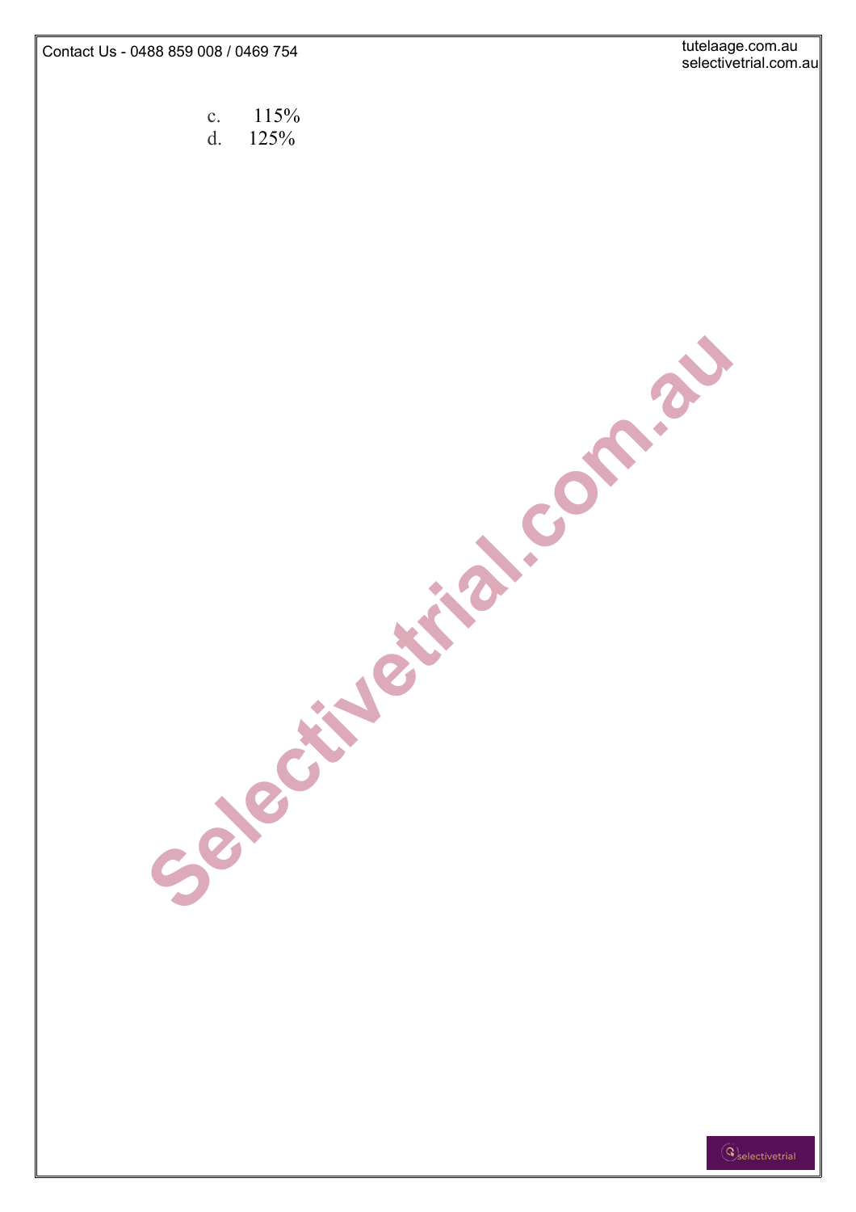c. 115%
d. 125%